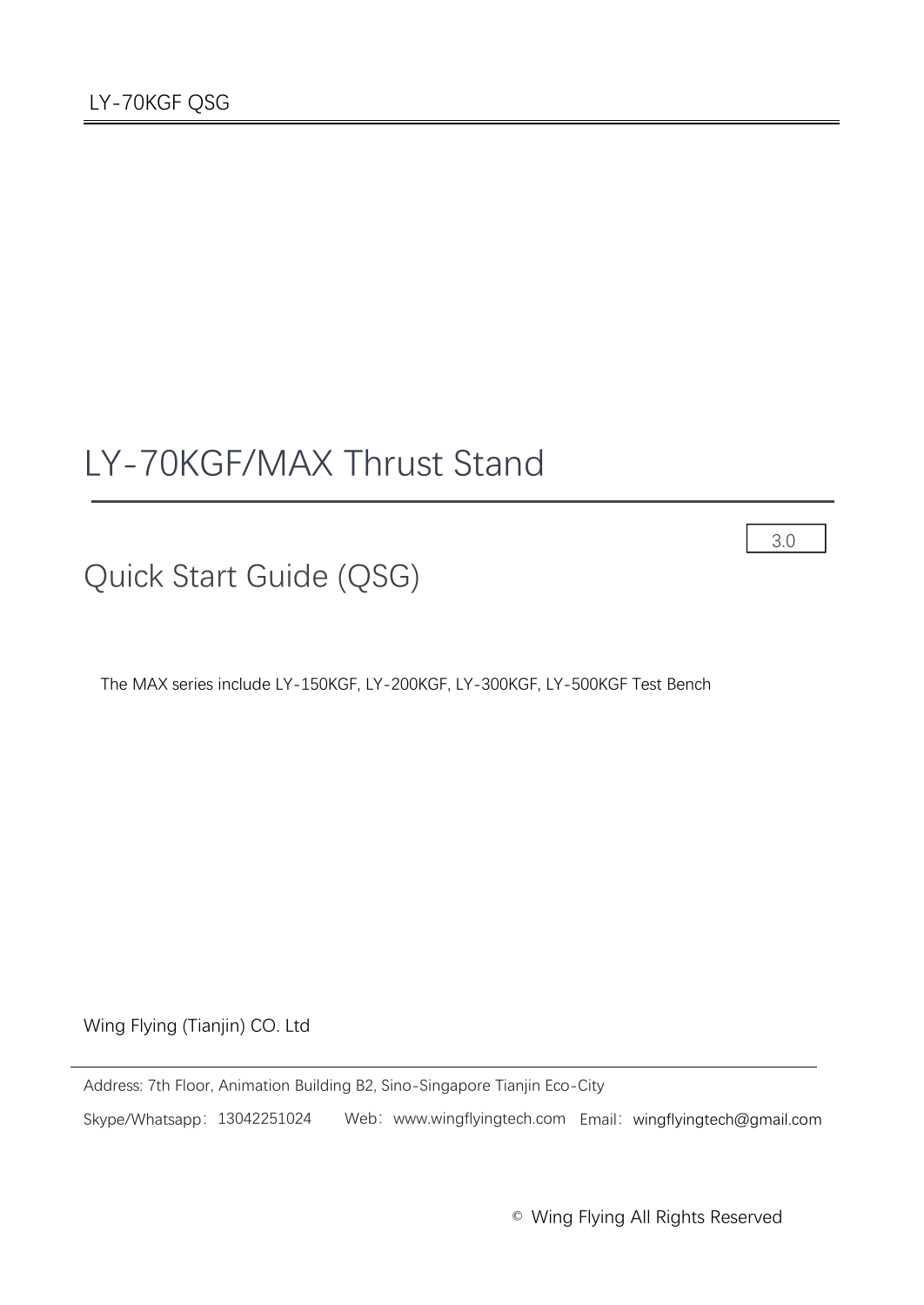# LY-70KGF/MAX Thrust Stand

3.0

## Quick Start Guide (QSG)

The MAX series include LY-150KGF, LY-200KGF, LY-300KGF, LY-500KGF Test Bench

Wing Flying (Tianjin) CO. Ltd

Address: 7th Floor, Animation Building B2, Sino-Singapore Tianjin Eco-City

Skype/Whatsapp：13042251024 Web：www.wingflyingtech.com Email：wingflyingtech@gmail.com

© Wing Flying All Rights Reserved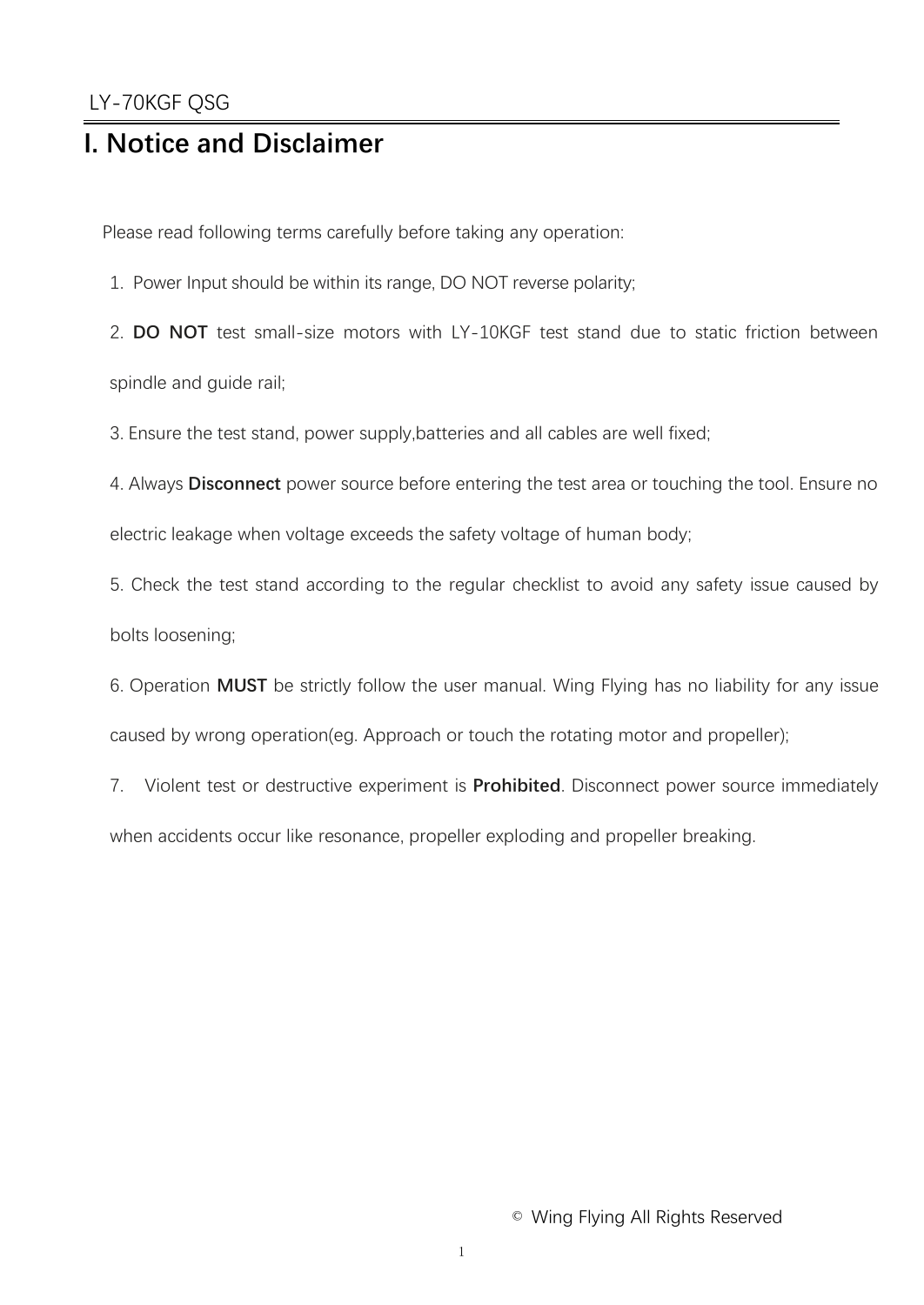# I. Notice and Disclaimer

Please read following terms carefully before taking any operation:

1. Power Input should be within its range, DO NOT reverse polarity;
2. **DO NOT** test small-size motors with LY-10KGF test stand due to static friction between spindle and guide rail;
3. Ensure the test stand, power supply,batteries and all cables are well fixed;
4. Always **Disconnect** power source before entering the test area or touching the tool. Ensure no electric leakage when voltage exceeds the safety voltage of human body;
5. Check the test stand according to the regular checklist to avoid any safety issue caused by bolts loosening;
6. Operation **MUST** be strictly follow the user manual. Wing Flying has no liability for any issue caused by wrong operation(eg. Approach or touch the rotating motor and propeller);
7. Violent test or destructive experiment is **Prohibited**. Disconnect power source immediately when accidents occur like resonance, propeller exploding and propeller breaking.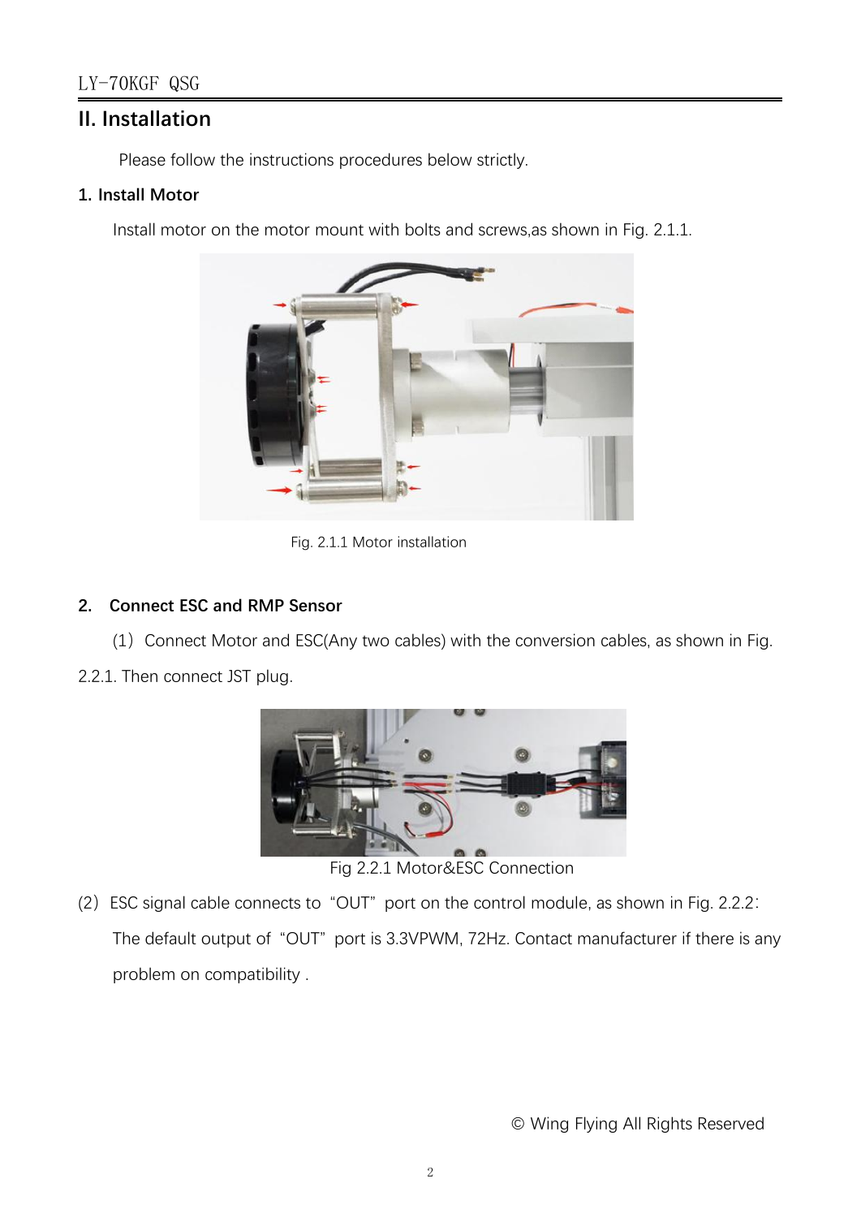## II. Installation

Please follow the instructions procedures below strictly.

### 1. Install Motor

Install motor on the motor mount with bolts and screws,as shown in Fig. 2.1.1.

Fig. 2.1.1 Motor installation

### 2. Connect ESC and RMP Sensor

(1) Connect Motor and ESC(Any two cables) with the conversion cables, as shown in Fig. 2.2.1. Then connect JST plug.

Fig 2.2.1 Motor&ESC Connection

(2) ESC signal cable connects to "OUT" port on the control module, as shown in Fig. 2.2.2:

The default output of "OUT" port is 3.3VPWM, 72Hz. Contact manufacturer if there is any problem on compatibility .

© Wing Flying All Rights Reserved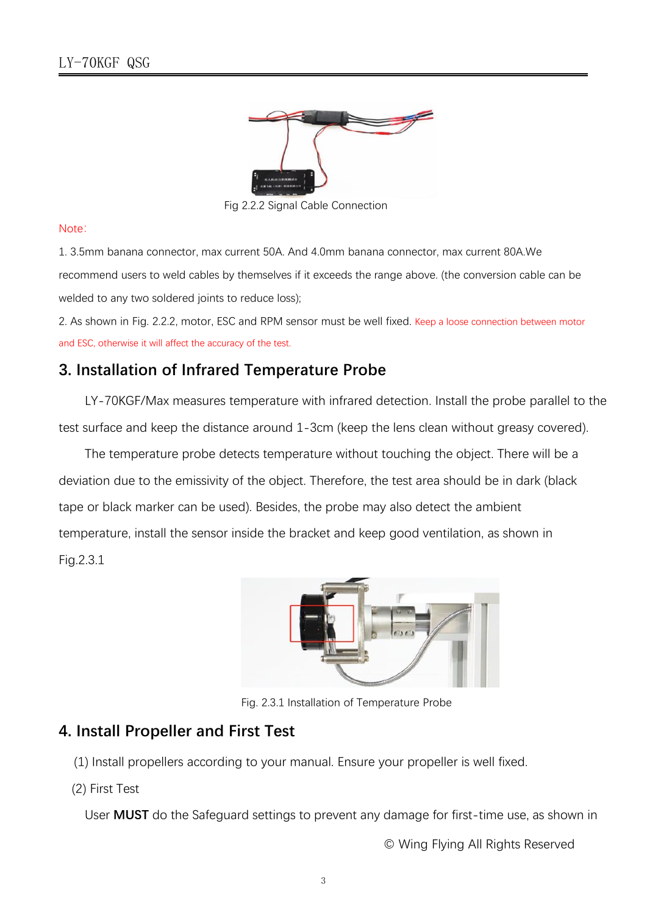Fig 2.2.2 Signal Cable Connection

Note:

1. 3.5mm banana connector, max current 50A. And 4.0mm banana connector, max current 80A.We recommend users to weld cables by themselves if it exceeds the range above. (the conversion cable can be welded to any two soldered joints to reduce loss);

2. As shown in Fig. 2.2.2, motor, ESC and RPM sensor must be well fixed. Keep a loose connection between motor and ESC, otherwise it will affect the accuracy of the test.

## 3. Installation of Infrared Temperature Probe

LY-70KGF/Max measures temperature with infrared detection. Install the probe parallel to the test surface and keep the distance around 1-3cm (keep the lens clean without greasy covered).

The temperature probe detects temperature without touching the object. There will be a deviation due to the emissivity of the object. Therefore, the test area should be in dark (black tape or black marker can be used). Besides, the probe may also detect the ambient temperature, install the sensor inside the bracket and keep good ventilation, as shown in Fig.2.3.1

Fig. 2.3.1 Installation of Temperature Probe

## 4. Install Propeller and First Test

(1) Install propellers according to your manual. Ensure your propeller is well fixed.

(2) First Test

User **MUST** do the Safeguard settings to prevent any damage for first-time use, as shown in

© Wing Flying All Rights Reserved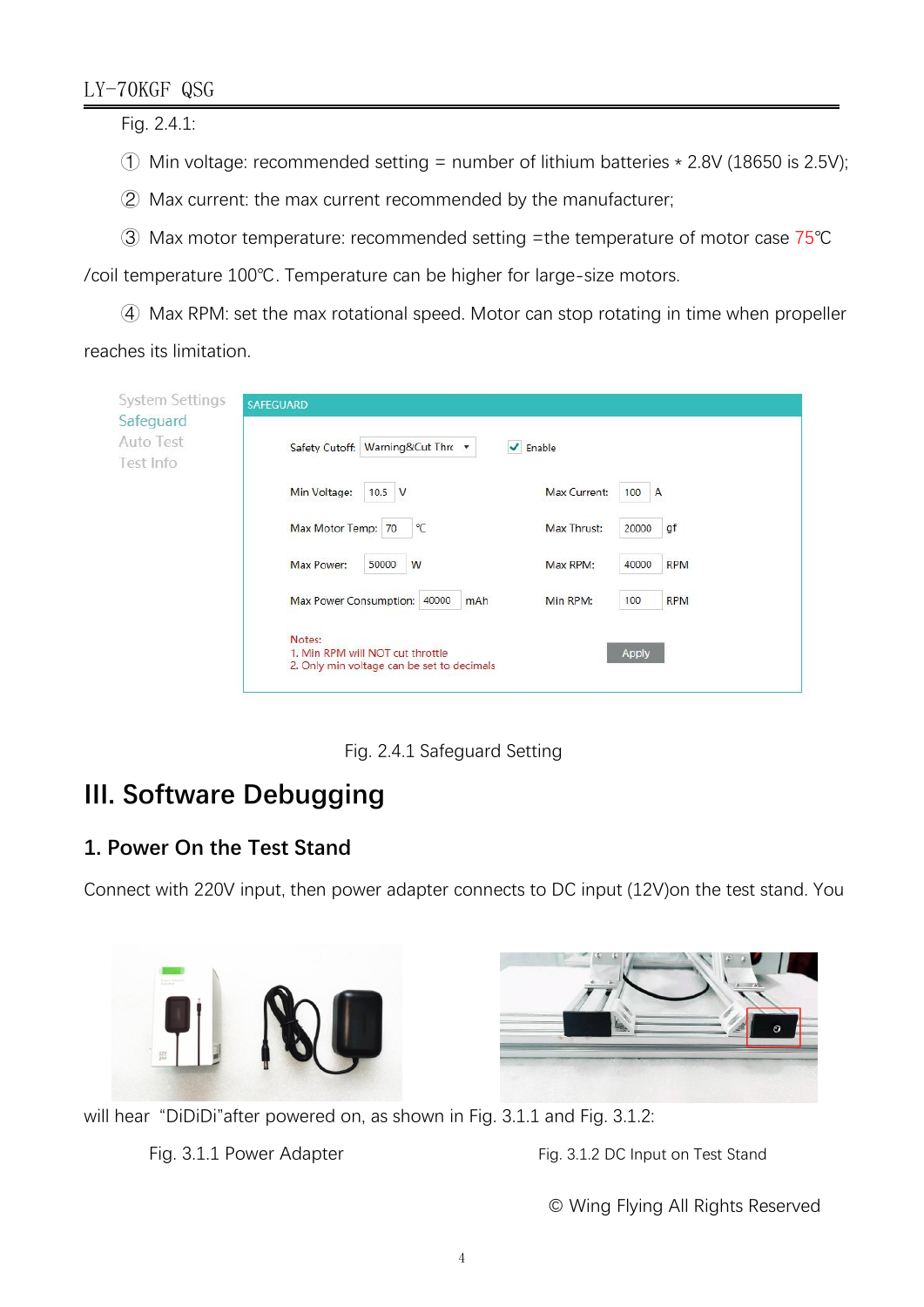Fig. 2.4.1:

① Min voltage: recommended setting = number of lithium batteries * 2.8V (18650 is 2.5V);

② Max current: the max current recommended by the manufacturer;

③ Max motor temperature: recommended setting =the temperature of motor case 75℃ /coil temperature 100℃. Temperature can be higher for large-size motors.

④ Max RPM: set the max rotational speed. Motor can stop rotating in time when propeller reaches its limitation.

Fig. 2.4.1 Safeguard Setting

# III. Software Debugging

## 1. Power On the Test Stand

Connect with 220V input, then power adapter connects to DC input (12V)on the test stand. You will hear "DiDiDi"after powered on, as shown in Fig. 3.1.1 and Fig. 3.1.2:

Fig. 3.1.1 Power Adapter

Fig. 3.1.2 DC Input on Test Stand

© Wing Flying All Rights Reserved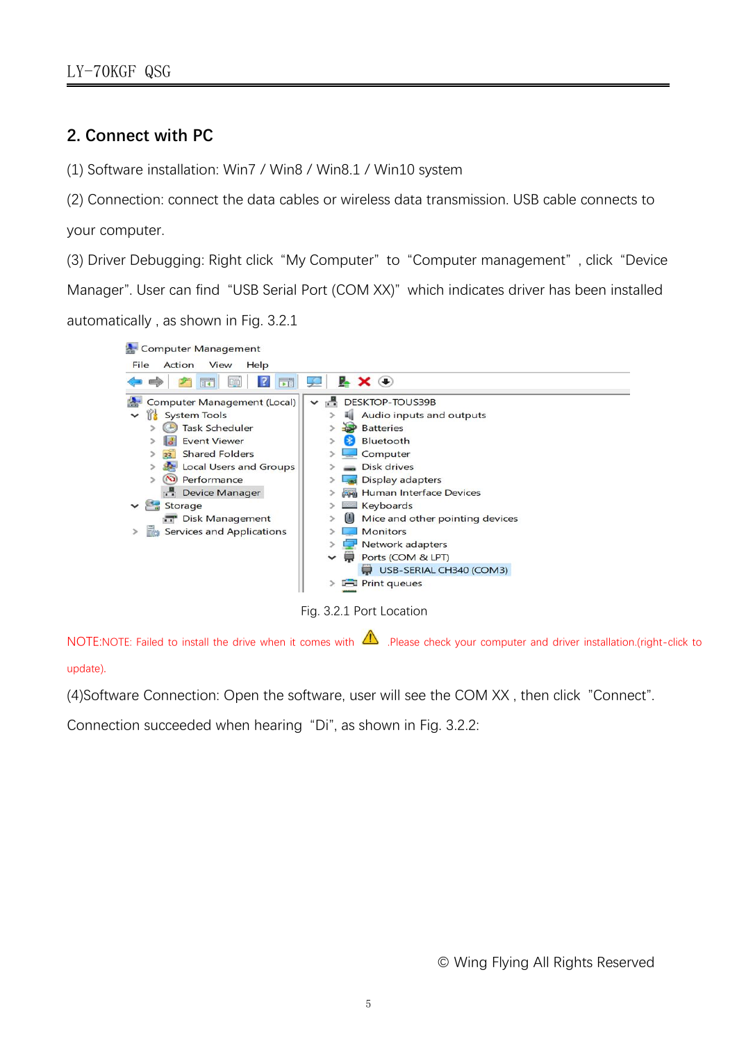## 2. Connect with PC

(1) Software installation: Win7 / Win8 / Win8.1 / Win10 system

(2) Connection: connect the data cables or wireless data transmission. USB cable connects to your computer.

(3) Driver Debugging: Right click "My Computer" to "Computer management", click "Device Manager". User can find "USB Serial Port (COM XX)" which indicates driver has been installed automatically , as shown in Fig. 3.2.1

Fig. 3.2.1 Port Location

NOTE:NOTE: Failed to install the drive when it comes with ⚠ .Please check your computer and driver installation.(right-click to update).

(4)Software Connection: Open the software, user will see the COM XX , then click "Connect". Connection succeeded when hearing "Di", as shown in Fig. 3.2.2:

© Wing Flying All Rights Reserved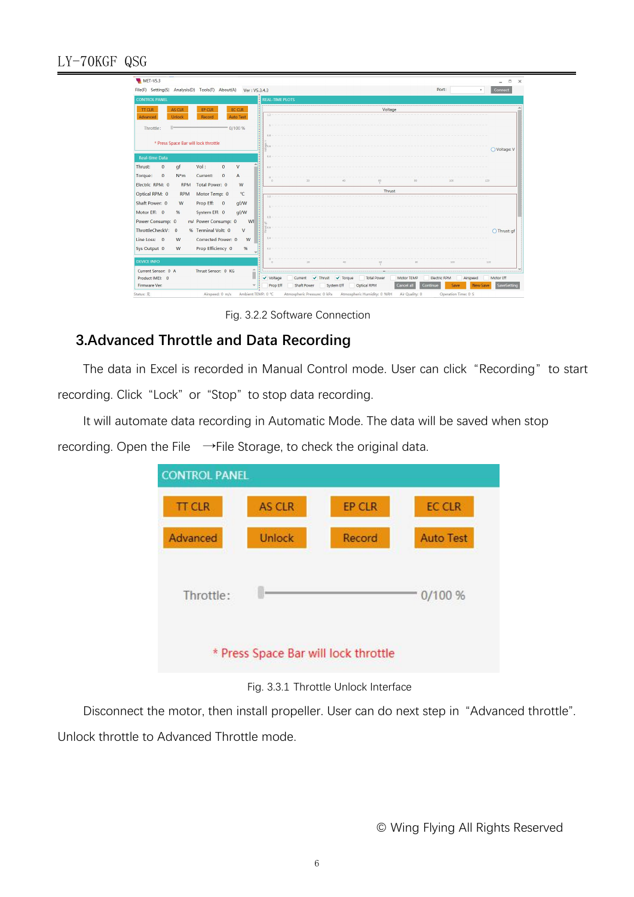Fig. 3.2.2 Software Connection

## 3.Advanced Throttle and Data Recording

The data in Excel is recorded in Manual Control mode. User can click "Recording" to start recording. Click "Lock" or "Stop" to stop data recording.

It will automate data recording in Automatic Mode. The data will be saved when stop recording. Open the File →File Storage, to check the original data.

Fig. 3.3.1 Throttle Unlock Interface

Disconnect the motor, then install propeller. User can do next step in "Advanced throttle". Unlock throttle to Advanced Throttle mode.

© Wing Flying All Rights Reserved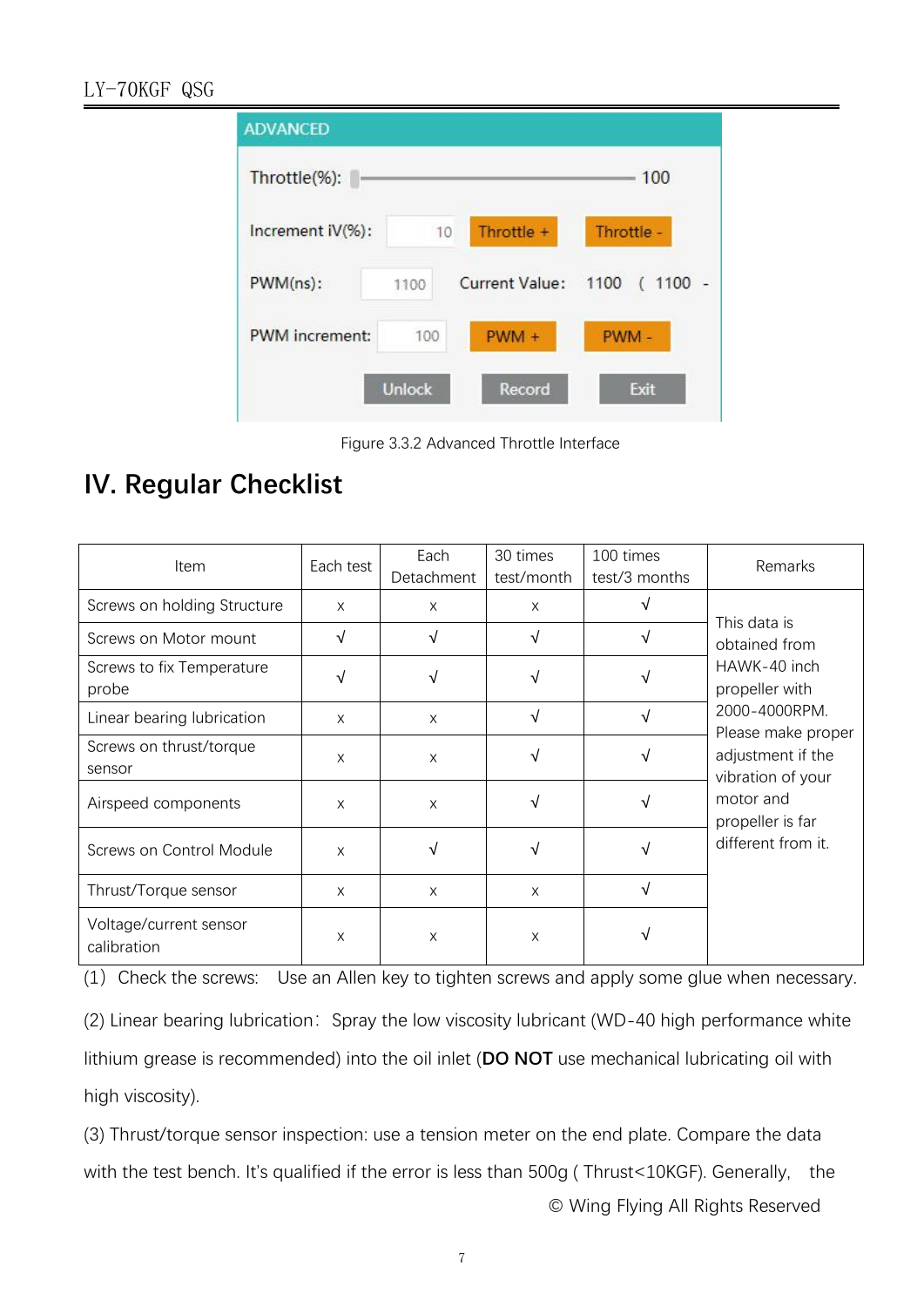ADVANCED

Throttle(%): 100

Increment iV(%): 10 Throttle + Throttle -

PWM(ns): 1100 Current Value: 1100 ( 1100 -

PWM increment: 100 PWM + PWM -

Unlock Record Exit

Figure 3.3.2 Advanced Throttle Interface

# IV. Regular Checklist

| Item | Each test | Each Detachment | 30 times test/month | 100 times test/3 months | Remarks |
|---|---|---|---|---|---|
| Screws on holding Structure | x | x | x | √ | This data is obtained from HAWK-40 inch propeller with 2000-4000RPM. Please make proper adjustment if the vibration of your motor and propeller is far different from it. |
| Screws on Motor mount | √ | √ | √ | √ | |
| Screws to fix Temperature probe | √ | √ | √ | √ | |
| Linear bearing lubrication | x | x | √ | √ | |
| Screws on thrust/torque sensor | x | x | √ | √ | |
| Airspeed components | x | x | √ | √ | |
| Screws on Control Module | x | √ | √ | √ | |
| Thrust/Torque sensor | x | x | x | √ | |
| Voltage/current sensor calibration | x | x | x | √ | |

(1) Check the screws: Use an Allen key to tighten screws and apply some glue when necessary.

(2) Linear bearing lubrication: Spray the low viscosity lubricant (WD-40 high performance white lithium grease is recommended) into the oil inlet (**DO NOT** use mechanical lubricating oil with high viscosity).

(3) Thrust/torque sensor inspection: use a tension meter on the end plate. Compare the data with the test bench. It's qualified if the error is less than 500g ( Thrust<10KGF). Generally, the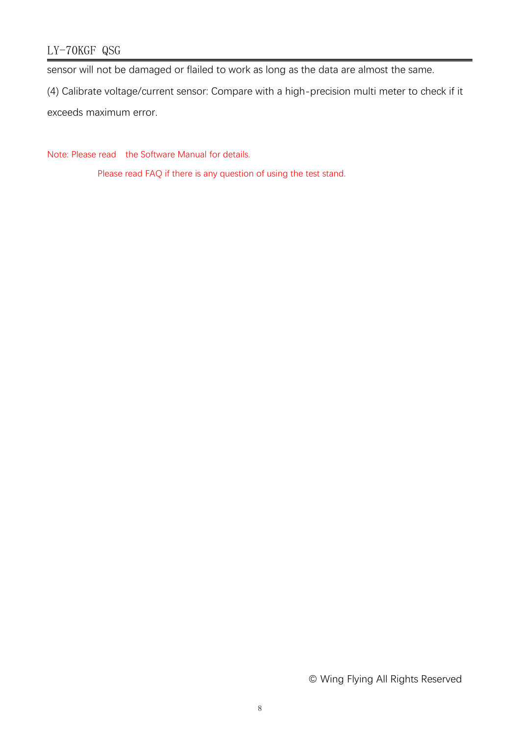sensor will not be damaged or flailed to work as long as the data are almost the same.

(4) Calibrate voltage/current sensor: Compare with a high-precision multi meter to check if it exceeds maximum error.

Note: Please read the Software Manual for details.

Please read FAQ if there is any question of using the test stand.

© Wing Flying All Rights Reserved